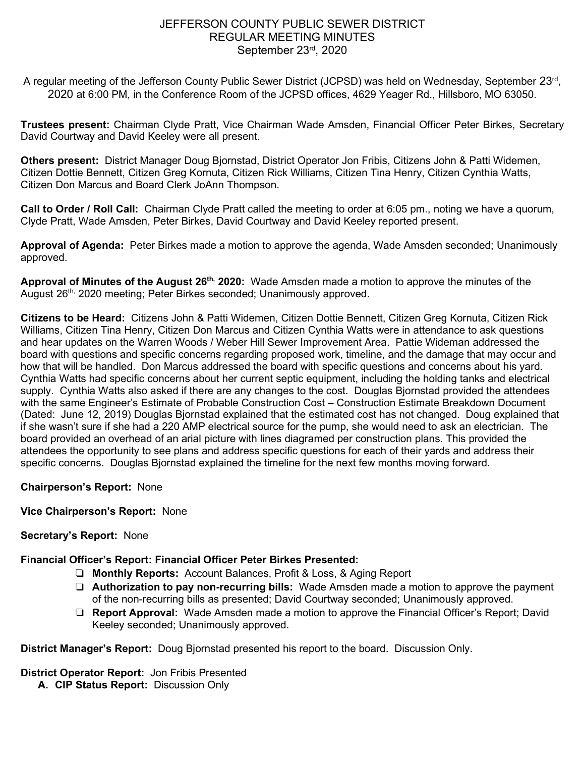# JEFFERSON COUNTY PUBLIC SEWER DISTRICT
## REGULAR MEETING MINUTES
### September 23rd, 2020

A regular meeting of the Jefferson County Public Sewer District (JCPSD) was held on Wednesday, September 23rd, 2020 at 6:00 PM, in the Conference Room of the JCPSD offices, 4629 Yeager Rd., Hillsboro, MO 63050.

**Trustees present:** Chairman Clyde Pratt, Vice Chairman Wade Amsden, Financial Officer Peter Birkes, Secretary David Courtway and David Keeley were all present.

**Others present:** District Manager Doug Bjornstad, District Operator Jon Fribis, Citizens John & Patti Widemen, Citizen Dottie Bennett, Citizen Greg Kornuta, Citizen Rick Williams, Citizen Tina Henry, Citizen Cynthia Watts, Citizen Don Marcus and Board Clerk JoAnn Thompson.

**Call to Order / Roll Call:** Chairman Clyde Pratt called the meeting to order at 6:05 pm., noting we have a quorum, Clyde Pratt, Wade Amsden, Peter Birkes, David Courtway and David Keeley reported present.

**Approval of Agenda:** Peter Birkes made a motion to approve the agenda, Wade Amsden seconded; Unanimously approved.

**Approval of Minutes of the August 26th, 2020:** Wade Amsden made a motion to approve the minutes of the August 26th, 2020 meeting; Peter Birkes seconded; Unanimously approved.

**Citizens to be Heard:** Citizens John & Patti Widemen, Citizen Dottie Bennett, Citizen Greg Kornuta, Citizen Rick Williams, Citizen Tina Henry, Citizen Don Marcus and Citizen Cynthia Watts were in attendance to ask questions and hear updates on the Warren Woods / Weber Hill Sewer Improvement Area. Pattie Wideman addressed the board with questions and specific concerns regarding proposed work, timeline, and the damage that may occur and how that will be handled. Don Marcus addressed the board with specific questions and concerns about his yard. Cynthia Watts had specific concerns about her current septic equipment, including the holding tanks and electrical supply. Cynthia Watts also asked if there are any changes to the cost. Douglas Bjornstad provided the attendees with the same Engineer's Estimate of Probable Construction Cost – Construction Estimate Breakdown Document (Dated: June 12, 2019) Douglas Bjornstad explained that the estimated cost has not changed. Doug explained that if she wasn't sure if she had a 220 AMP electrical source for the pump, she would need to ask an electrician. The board provided an overhead of an arial picture with lines diagramed per construction plans. This provided the attendees the opportunity to see plans and address specific questions for each of their yards and address their specific concerns. Douglas Bjornstad explained the timeline for the next few months moving forward.

**Chairperson's Report:** None

**Vice Chairperson's Report:** None

**Secretary's Report:** None

**Financial Officer's Report: Financial Officer Peter Birkes Presented:**

- **Monthly Reports:** Account Balances, Profit & Loss, & Aging Report
- **Authorization to pay non-recurring bills:** Wade Amsden made a motion to approve the payment of the non-recurring bills as presented; David Courtway seconded; Unanimously approved.
- **Report Approval:** Wade Amsden made a motion to approve the Financial Officer's Report; David Keeley seconded; Unanimously approved.

**District Manager's Report:** Doug Bjornstad presented his report to the board. Discussion Only.

**District Operator Report:** Jon Fribis Presented

**A. CIP Status Report:** Discussion Only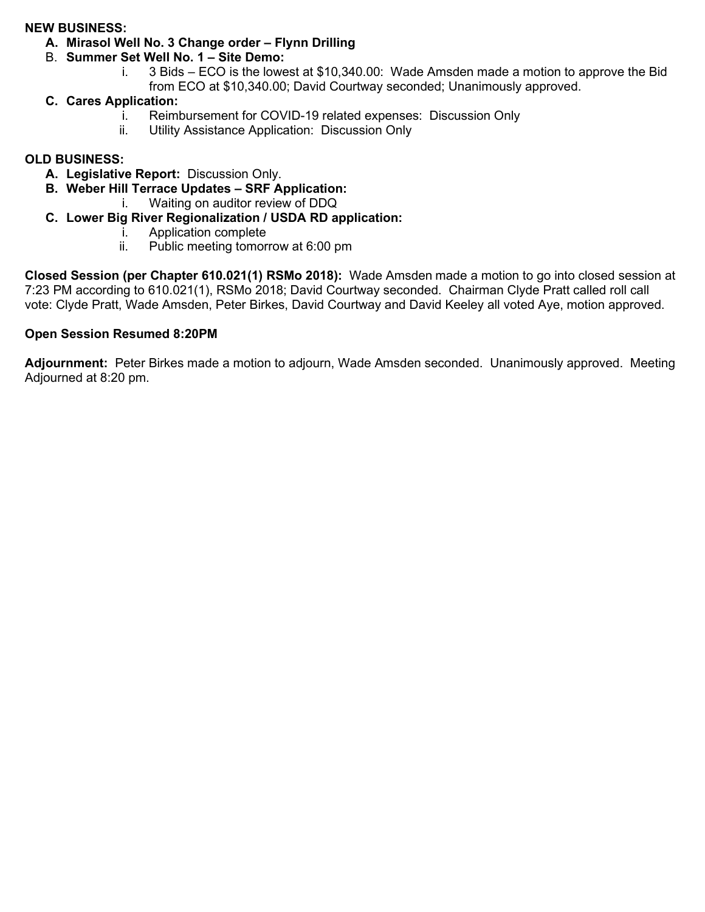**NEW BUSINESS:**

- **A. Mirasol Well No. 3 Change order – Flynn Drilling**
- B. **Summer Set Well No. 1 – Site Demo:**
  - i. 3 Bids – ECO is the lowest at $10,340.00: Wade Amsden made a motion to approve the Bid from ECO at $10,340.00; David Courtway seconded; Unanimously approved.
- **C. Cares Application:**
  - i. Reimbursement for COVID-19 related expenses: Discussion Only
  - ii. Utility Assistance Application: Discussion Only

**OLD BUSINESS:**

- **A. Legislative Report:** Discussion Only.
- **B. Weber Hill Terrace Updates – SRF Application:**
  - i. Waiting on auditor review of DDQ
- **C. Lower Big River Regionalization / USDA RD application:**
  - i. Application complete
  - ii. Public meeting tomorrow at 6:00 pm

**Closed Session (per Chapter 610.021(1) RSMo 2018):** Wade Amsden made a motion to go into closed session at 7:23 PM according to 610.021(1), RSMo 2018; David Courtway seconded. Chairman Clyde Pratt called roll call vote: Clyde Pratt, Wade Amsden, Peter Birkes, David Courtway and David Keeley all voted Aye, motion approved.

**Open Session Resumed 8:20PM**

**Adjournment:** Peter Birkes made a motion to adjourn, Wade Amsden seconded. Unanimously approved. Meeting Adjourned at 8:20 pm.